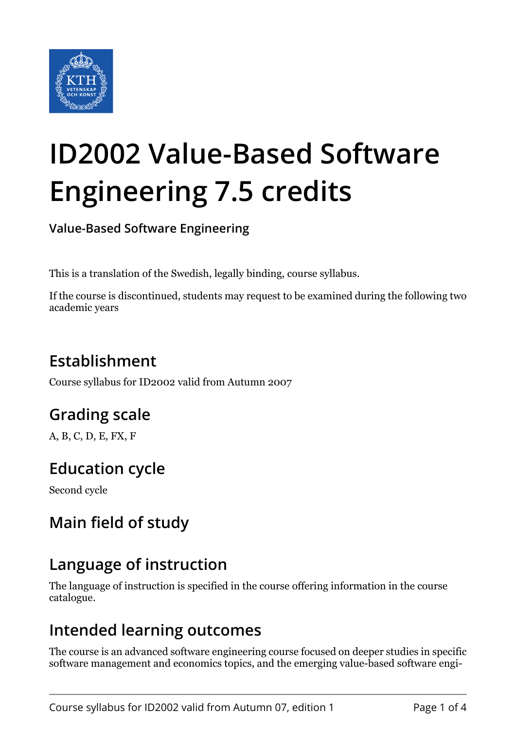# ID2002 Value-Based Software Engineering 7.5 credits

**Value-Based Software Engineering**

This is a translation of the Swedish, legally binding, course syllabus.

If the course is discontinued, students may request to be examined during the following two academic years

## Establishment

Course syllabus for ID2002 valid from Autumn 2007

## Grading scale

A, B, C, D, E, FX, F

## Education cycle

Second cycle

## Main field of study

## Language of instruction

The language of instruction is specified in the course offering information in the course catalogue.

## Intended learning outcomes

The course is an advanced software engineering course focused on deeper studies in specific software management and economics topics, and the emerging value-based software engi-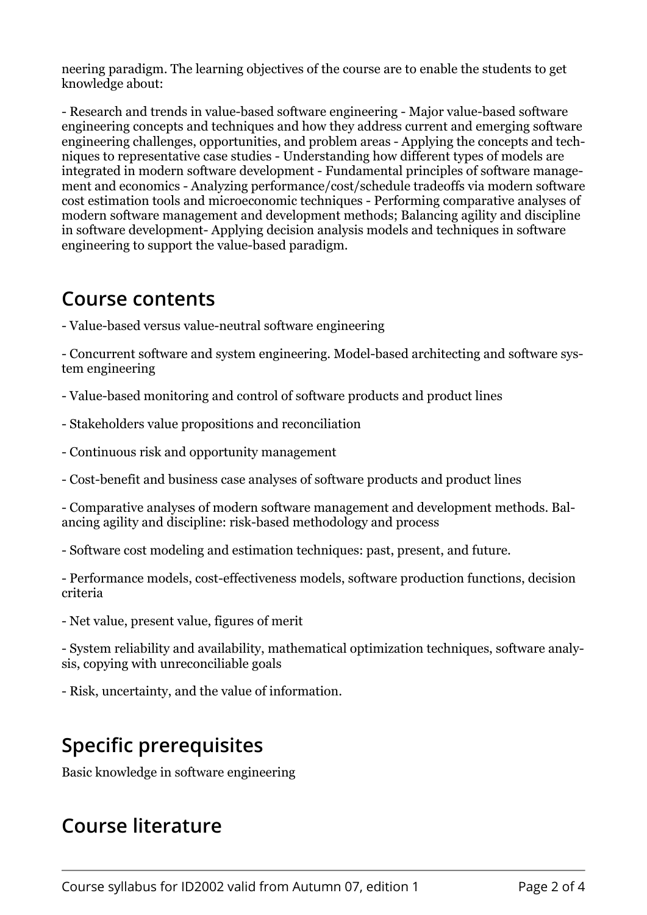neering paradigm. The learning objectives of the course are to enable the students to get knowledge about:

- Research and trends in value-based software engineering - Major value-based software engineering concepts and techniques and how they address current and emerging software engineering challenges, opportunities, and problem areas - Applying the concepts and techniques to representative case studies - Understanding how different types of models are integrated in modern software development - Fundamental principles of software management and economics - Analyzing performance/cost/schedule tradeoffs via modern software cost estimation tools and microeconomic techniques - Performing comparative analyses of modern software management and development methods; Balancing agility and discipline in software development- Applying decision analysis models and techniques in software engineering to support the value-based paradigm.

## Course contents

- Value-based versus value-neutral software engineering

- Concurrent software and system engineering. Model-based architecting and software system engineering

- Value-based monitoring and control of software products and product lines

- Stakeholders value propositions and reconciliation

- Continuous risk and opportunity management

- Cost-benefit and business case analyses of software products and product lines

- Comparative analyses of modern software management and development methods. Balancing agility and discipline: risk-based methodology and process

- Software cost modeling and estimation techniques: past, present, and future.

- Performance models, cost-effectiveness models, software production functions, decision criteria

- Net value, present value, figures of merit

- System reliability and availability, mathematical optimization techniques, software analysis, copying with unreconciliable goals

- Risk, uncertainty, and the value of information.

## Specific prerequisites

Basic knowledge in software engineering

## Course literature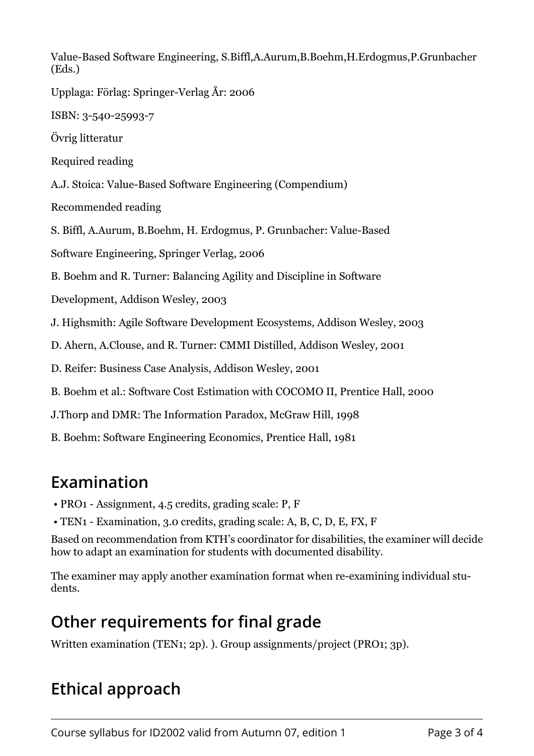Value-Based Software Engineering, S.Biffl,A.Aurum,B.Boehm,H.Erdogmus,P.Grunbacher (Eds.)

Upplaga: Förlag: Springer-Verlag År: 2006

ISBN: 3-540-25993-7

Övrig litteratur

Required reading

A.J. Stoica: Value-Based Software Engineering (Compendium)

Recommended reading

S. Biffl, A.Aurum, B.Boehm, H. Erdogmus, P. Grunbacher: Value-Based

Software Engineering, Springer Verlag, 2006

B. Boehm and R. Turner: Balancing Agility and Discipline in Software

Development, Addison Wesley, 2003

J. Highsmith: Agile Software Development Ecosystems, Addison Wesley, 2003

D. Ahern, A.Clouse, and R. Turner: CMMI Distilled, Addison Wesley, 2001

D. Reifer: Business Case Analysis, Addison Wesley, 2001

B. Boehm et al.: Software Cost Estimation with COCOMO II, Prentice Hall, 2000

J.Thorp and DMR: The Information Paradox, McGraw Hill, 1998

B. Boehm: Software Engineering Economics, Prentice Hall, 1981

## Examination

- PRO1 - Assignment, 4.5 credits, grading scale: P, F
- TEN1 - Examination, 3.0 credits, grading scale: A, B, C, D, E, FX, F

Based on recommendation from KTH's coordinator for disabilities, the examiner will decide how to adapt an examination for students with documented disability.

The examiner may apply another examination format when re-examining individual students.

## Other requirements for final grade

Written examination (TEN1; 2p). ). Group assignments/project (PRO1; 3p).

## Ethical approach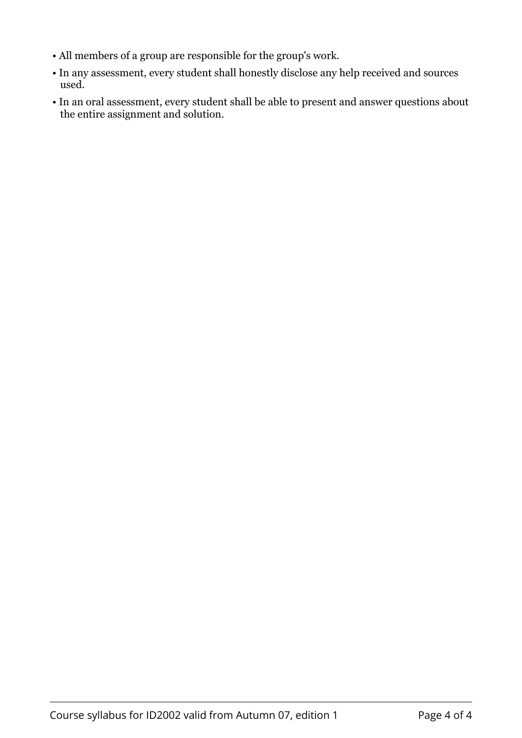- All members of a group are responsible for the group's work.
- In any assessment, every student shall honestly disclose any help received and sources used.
- In an oral assessment, every student shall be able to present and answer questions about the entire assignment and solution.